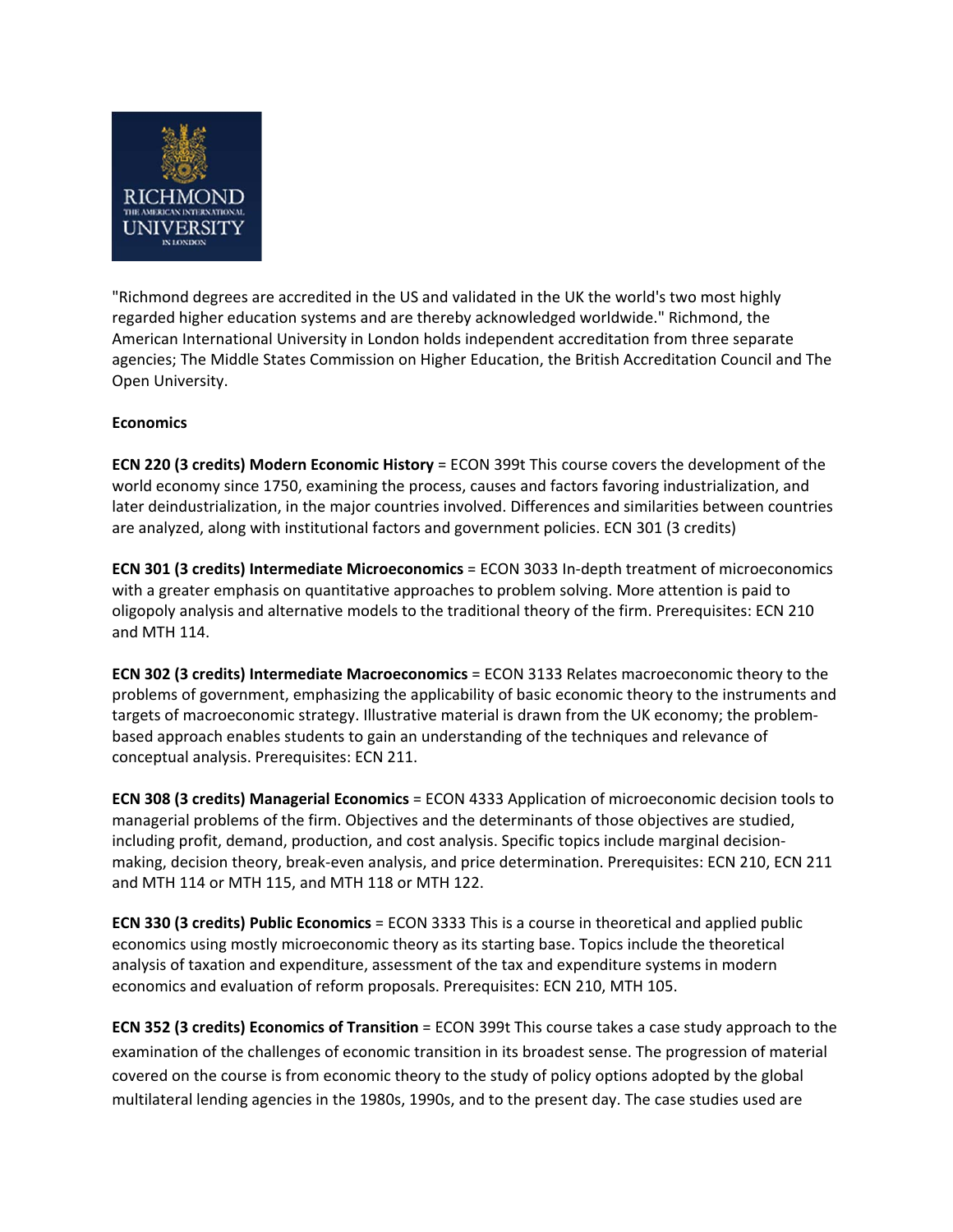"Richmond degrees are accredited in the US and validated in the UK the world's two most highly regarded higher education systems and are thereby acknowledged worldwide." Richmond, the American International University in London holds independent accreditation from three separate agencies; The Middle States Commission on Higher Education, the British Accreditation Council and The Open University.

**Economics**

**ECN 220 (3 credits) Modern Economic History** = ECON 399t This course covers the development of the world economy since 1750, examining the process, causes and factors favoring industrialization, and later deindustrialization, in the major countries involved. Differences and similarities between countries are analyzed, along with institutional factors and government policies. ECN 301 (3 credits)

**ECN 301 (3 credits) Intermediate Microeconomics** = ECON 3033 In-depth treatment of microeconomics with a greater emphasis on quantitative approaches to problem solving. More attention is paid to oligopoly analysis and alternative models to the traditional theory of the firm. Prerequisites: ECN 210 and MTH 114.

**ECN 302 (3 credits) Intermediate Macroeconomics** = ECON 3133 Relates macroeconomic theory to the problems of government, emphasizing the applicability of basic economic theory to the instruments and targets of macroeconomic strategy. Illustrative material is drawn from the UK economy; the problem-based approach enables students to gain an understanding of the techniques and relevance of conceptual analysis. Prerequisites: ECN 211.

**ECN 308 (3 credits) Managerial Economics** = ECON 4333 Application of microeconomic decision tools to managerial problems of the firm. Objectives and the determinants of those objectives are studied, including profit, demand, production, and cost analysis. Specific topics include marginal decision-making, decision theory, break-even analysis, and price determination. Prerequisites: ECN 210, ECN 211 and MTH 114 or MTH 115, and MTH 118 or MTH 122.

**ECN 330 (3 credits) Public Economics** = ECON 3333 This is a course in theoretical and applied public economics using mostly microeconomic theory as its starting base. Topics include the theoretical analysis of taxation and expenditure, assessment of the tax and expenditure systems in modern economics and evaluation of reform proposals. Prerequisites: ECN 210, MTH 105.

**ECN 352 (3 credits) Economics of Transition** = ECON 399t This course takes a case study approach to the examination of the challenges of economic transition in its broadest sense. The progression of material covered on the course is from economic theory to the study of policy options adopted by the global multilateral lending agencies in the 1980s, 1990s, and to the present day. The case studies used are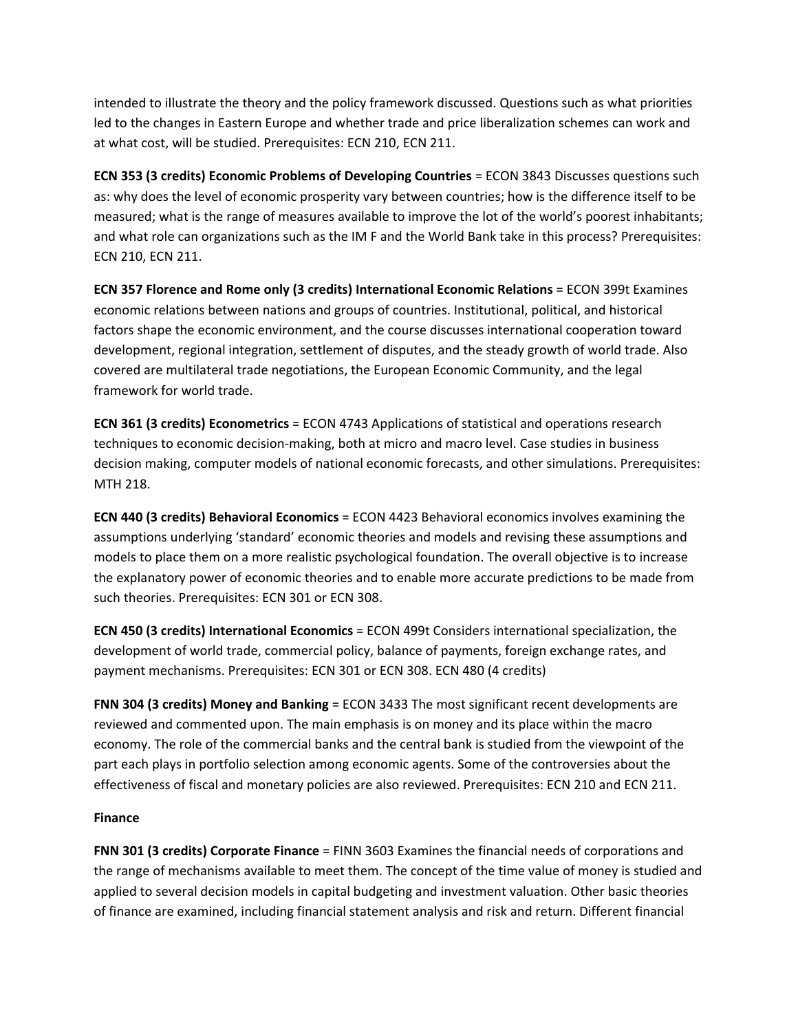intended to illustrate the theory and the policy framework discussed. Questions such as what priorities led to the changes in Eastern Europe and whether trade and price liberalization schemes can work and at what cost, will be studied. Prerequisites: ECN 210, ECN 211.

**ECN 353 (3 credits) Economic Problems of Developing Countries** = ECON 3843 Discusses questions such as: why does the level of economic prosperity vary between countries; how is the difference itself to be measured; what is the range of measures available to improve the lot of the world's poorest inhabitants; and what role can organizations such as the IM F and the World Bank take in this process? Prerequisites: ECN 210, ECN 211.

**ECN 357 Florence and Rome only (3 credits) International Economic Relations** = ECON 399t Examines economic relations between nations and groups of countries. Institutional, political, and historical factors shape the economic environment, and the course discusses international cooperation toward development, regional integration, settlement of disputes, and the steady growth of world trade. Also covered are multilateral trade negotiations, the European Economic Community, and the legal framework for world trade.

**ECN 361 (3 credits) Econometrics** = ECON 4743 Applications of statistical and operations research techniques to economic decision-making, both at micro and macro level. Case studies in business decision making, computer models of national economic forecasts, and other simulations. Prerequisites: MTH 218.

**ECN 440 (3 credits) Behavioral Economics** = ECON 4423 Behavioral economics involves examining the assumptions underlying 'standard' economic theories and models and revising these assumptions and models to place them on a more realistic psychological foundation. The overall objective is to increase the explanatory power of economic theories and to enable more accurate predictions to be made from such theories. Prerequisites: ECN 301 or ECN 308.

**ECN 450 (3 credits) International Economics** = ECON 499t Considers international specialization, the development of world trade, commercial policy, balance of payments, foreign exchange rates, and payment mechanisms. Prerequisites: ECN 301 or ECN 308. ECN 480 (4 credits)

**FNN 304 (3 credits) Money and Banking** = ECON 3433 The most significant recent developments are reviewed and commented upon. The main emphasis is on money and its place within the macro economy. The role of the commercial banks and the central bank is studied from the viewpoint of the part each plays in portfolio selection among economic agents. Some of the controversies about the effectiveness of fiscal and monetary policies are also reviewed. Prerequisites: ECN 210 and ECN 211.

**Finance**

**FNN 301 (3 credits) Corporate Finance** = FINN 3603 Examines the financial needs of corporations and the range of mechanisms available to meet them. The concept of the time value of money is studied and applied to several decision models in capital budgeting and investment valuation. Other basic theories of finance are examined, including financial statement analysis and risk and return. Different financial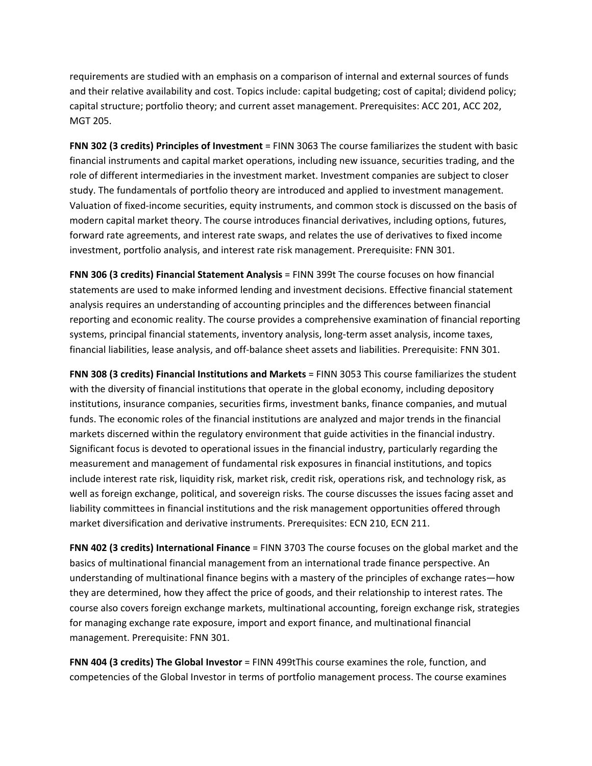requirements are studied with an emphasis on a comparison of internal and external sources of funds and their relative availability and cost. Topics include: capital budgeting; cost of capital; dividend policy; capital structure; portfolio theory; and current asset management. Prerequisites: ACC 201, ACC 202, MGT 205.

**FNN 302 (3 credits) Principles of Investment** = FINN 3063 The course familiarizes the student with basic financial instruments and capital market operations, including new issuance, securities trading, and the role of different intermediaries in the investment market. Investment companies are subject to closer study. The fundamentals of portfolio theory are introduced and applied to investment management. Valuation of fixed-income securities, equity instruments, and common stock is discussed on the basis of modern capital market theory. The course introduces financial derivatives, including options, futures, forward rate agreements, and interest rate swaps, and relates the use of derivatives to fixed income investment, portfolio analysis, and interest rate risk management. Prerequisite: FNN 301.

**FNN 306 (3 credits) Financial Statement Analysis** = FINN 399t The course focuses on how financial statements are used to make informed lending and investment decisions. Effective financial statement analysis requires an understanding of accounting principles and the differences between financial reporting and economic reality. The course provides a comprehensive examination of financial reporting systems, principal financial statements, inventory analysis, long-term asset analysis, income taxes, financial liabilities, lease analysis, and off-balance sheet assets and liabilities. Prerequisite: FNN 301.

**FNN 308 (3 credits) Financial Institutions and Markets** = FINN 3053 This course familiarizes the student with the diversity of financial institutions that operate in the global economy, including depository institutions, insurance companies, securities firms, investment banks, finance companies, and mutual funds. The economic roles of the financial institutions are analyzed and major trends in the financial markets discerned within the regulatory environment that guide activities in the financial industry. Significant focus is devoted to operational issues in the financial industry, particularly regarding the measurement and management of fundamental risk exposures in financial institutions, and topics include interest rate risk, liquidity risk, market risk, credit risk, operations risk, and technology risk, as well as foreign exchange, political, and sovereign risks. The course discusses the issues facing asset and liability committees in financial institutions and the risk management opportunities offered through market diversification and derivative instruments. Prerequisites: ECN 210, ECN 211.

**FNN 402 (3 credits) International Finance** = FINN 3703 The course focuses on the global market and the basics of multinational financial management from an international trade finance perspective. An understanding of multinational finance begins with a mastery of the principles of exchange rates—how they are determined, how they affect the price of goods, and their relationship to interest rates. The course also covers foreign exchange markets, multinational accounting, foreign exchange risk, strategies for managing exchange rate exposure, import and export finance, and multinational financial management. Prerequisite: FNN 301.

**FNN 404 (3 credits) The Global Investor** = FINN 499tThis course examines the role, function, and competencies of the Global Investor in terms of portfolio management process. The course examines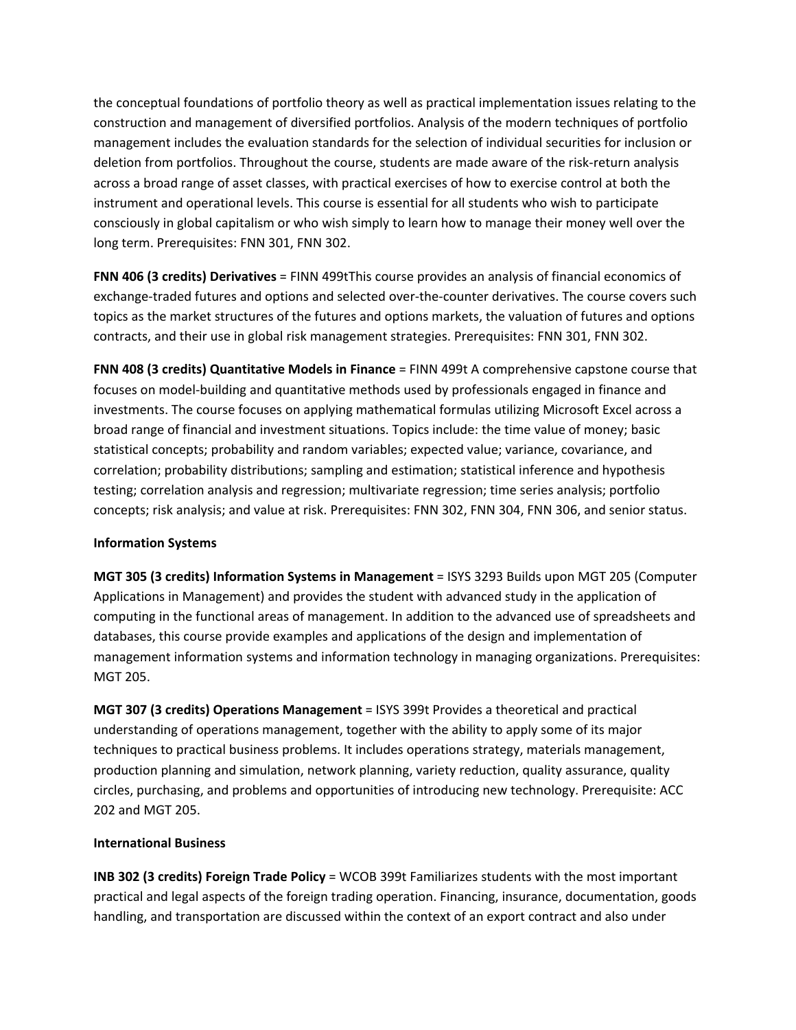the conceptual foundations of portfolio theory as well as practical implementation issues relating to the construction and management of diversified portfolios. Analysis of the modern techniques of portfolio management includes the evaluation standards for the selection of individual securities for inclusion or deletion from portfolios. Throughout the course, students are made aware of the risk-return analysis across a broad range of asset classes, with practical exercises of how to exercise control at both the instrument and operational levels. This course is essential for all students who wish to participate consciously in global capitalism or who wish simply to learn how to manage their money well over the long term. Prerequisites: FNN 301, FNN 302.

**FNN 406 (3 credits) Derivatives** = FINN 499tThis course provides an analysis of financial economics of exchange-traded futures and options and selected over-the-counter derivatives. The course covers such topics as the market structures of the futures and options markets, the valuation of futures and options contracts, and their use in global risk management strategies. Prerequisites: FNN 301, FNN 302.

**FNN 408 (3 credits) Quantitative Models in Finance** = FINN 499t A comprehensive capstone course that focuses on model-building and quantitative methods used by professionals engaged in finance and investments. The course focuses on applying mathematical formulas utilizing Microsoft Excel across a broad range of financial and investment situations. Topics include: the time value of money; basic statistical concepts; probability and random variables; expected value; variance, covariance, and correlation; probability distributions; sampling and estimation; statistical inference and hypothesis testing; correlation analysis and regression; multivariate regression; time series analysis; portfolio concepts; risk analysis; and value at risk. Prerequisites: FNN 302, FNN 304, FNN 306, and senior status.

**Information Systems**

**MGT 305 (3 credits) Information Systems in Management** = ISYS 3293 Builds upon MGT 205 (Computer Applications in Management) and provides the student with advanced study in the application of computing in the functional areas of management. In addition to the advanced use of spreadsheets and databases, this course provide examples and applications of the design and implementation of management information systems and information technology in managing organizations. Prerequisites: MGT 205.

**MGT 307 (3 credits) Operations Management** = ISYS 399t Provides a theoretical and practical understanding of operations management, together with the ability to apply some of its major techniques to practical business problems. It includes operations strategy, materials management, production planning and simulation, network planning, variety reduction, quality assurance, quality circles, purchasing, and problems and opportunities of introducing new technology. Prerequisite: ACC 202 and MGT 205.

**International Business**

**INB 302 (3 credits) Foreign Trade Policy** = WCOB 399t Familiarizes students with the most important practical and legal aspects of the foreign trading operation. Financing, insurance, documentation, goods handling, and transportation are discussed within the context of an export contract and also under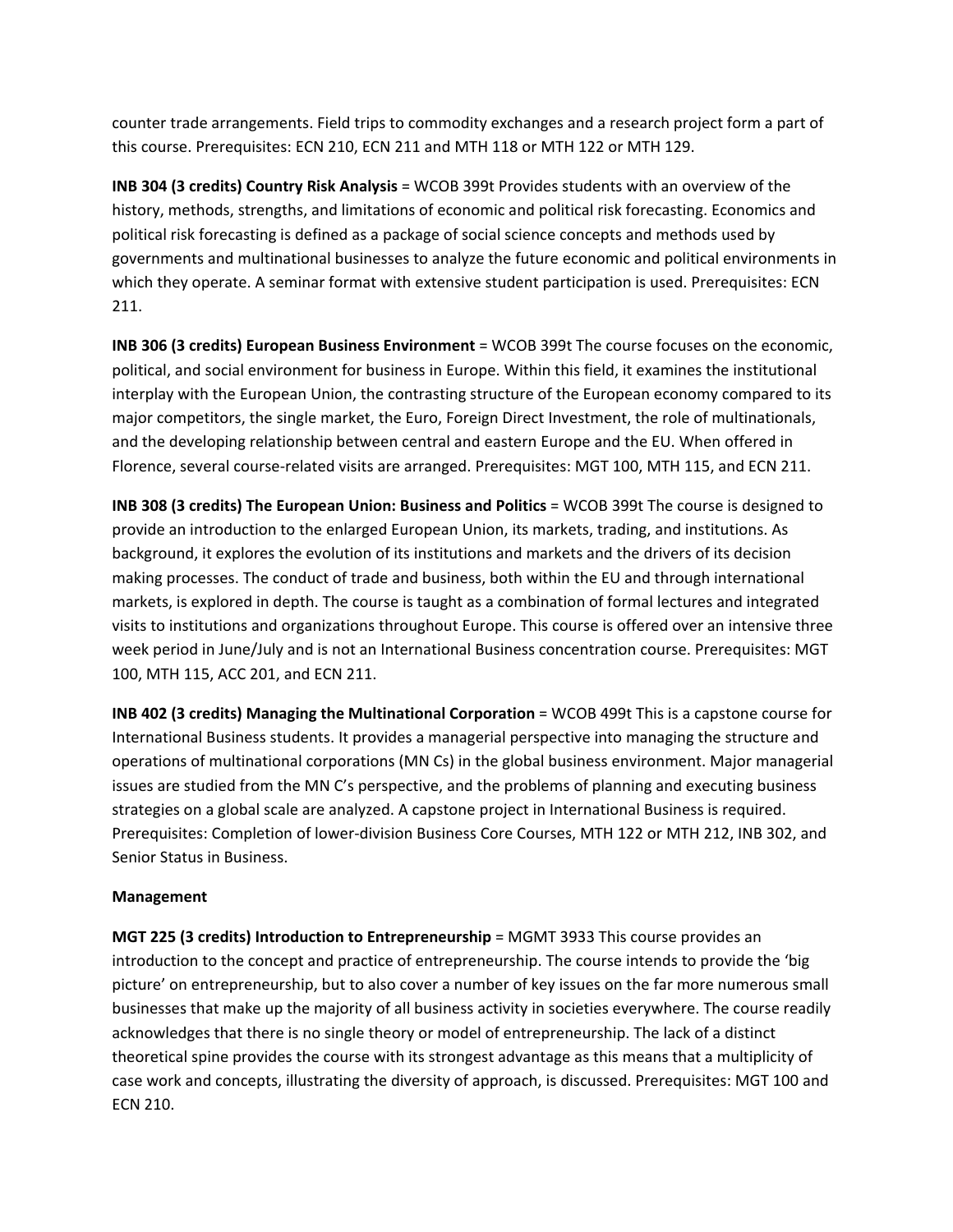counter trade arrangements. Field trips to commodity exchanges and a research project form a part of this course. Prerequisites: ECN 210, ECN 211 and MTH 118 or MTH 122 or MTH 129.

**INB 304 (3 credits) Country Risk Analysis** = WCOB 399t Provides students with an overview of the history, methods, strengths, and limitations of economic and political risk forecasting. Economics and political risk forecasting is defined as a package of social science concepts and methods used by governments and multinational businesses to analyze the future economic and political environments in which they operate. A seminar format with extensive student participation is used. Prerequisites: ECN 211.

**INB 306 (3 credits) European Business Environment** = WCOB 399t The course focuses on the economic, political, and social environment for business in Europe. Within this field, it examines the institutional interplay with the European Union, the contrasting structure of the European economy compared to its major competitors, the single market, the Euro, Foreign Direct Investment, the role of multinationals, and the developing relationship between central and eastern Europe and the EU. When offered in Florence, several course-related visits are arranged. Prerequisites: MGT 100, MTH 115, and ECN 211.

**INB 308 (3 credits) The European Union: Business and Politics** = WCOB 399t The course is designed to provide an introduction to the enlarged European Union, its markets, trading, and institutions. As background, it explores the evolution of its institutions and markets and the drivers of its decision making processes. The conduct of trade and business, both within the EU and through international markets, is explored in depth. The course is taught as a combination of formal lectures and integrated visits to institutions and organizations throughout Europe. This course is offered over an intensive three week period in June/July and is not an International Business concentration course. Prerequisites: MGT 100, MTH 115, ACC 201, and ECN 211.

**INB 402 (3 credits) Managing the Multinational Corporation** = WCOB 499t This is a capstone course for International Business students. It provides a managerial perspective into managing the structure and operations of multinational corporations (MN Cs) in the global business environment. Major managerial issues are studied from the MN C's perspective, and the problems of planning and executing business strategies on a global scale are analyzed. A capstone project in International Business is required. Prerequisites: Completion of lower-division Business Core Courses, MTH 122 or MTH 212, INB 302, and Senior Status in Business.

**Management**

**MGT 225 (3 credits) Introduction to Entrepreneurship** = MGMT 3933 This course provides an introduction to the concept and practice of entrepreneurship. The course intends to provide the 'big picture' on entrepreneurship, but to also cover a number of key issues on the far more numerous small businesses that make up the majority of all business activity in societies everywhere. The course readily acknowledges that there is no single theory or model of entrepreneurship. The lack of a distinct theoretical spine provides the course with its strongest advantage as this means that a multiplicity of case work and concepts, illustrating the diversity of approach, is discussed. Prerequisites: MGT 100 and ECN 210.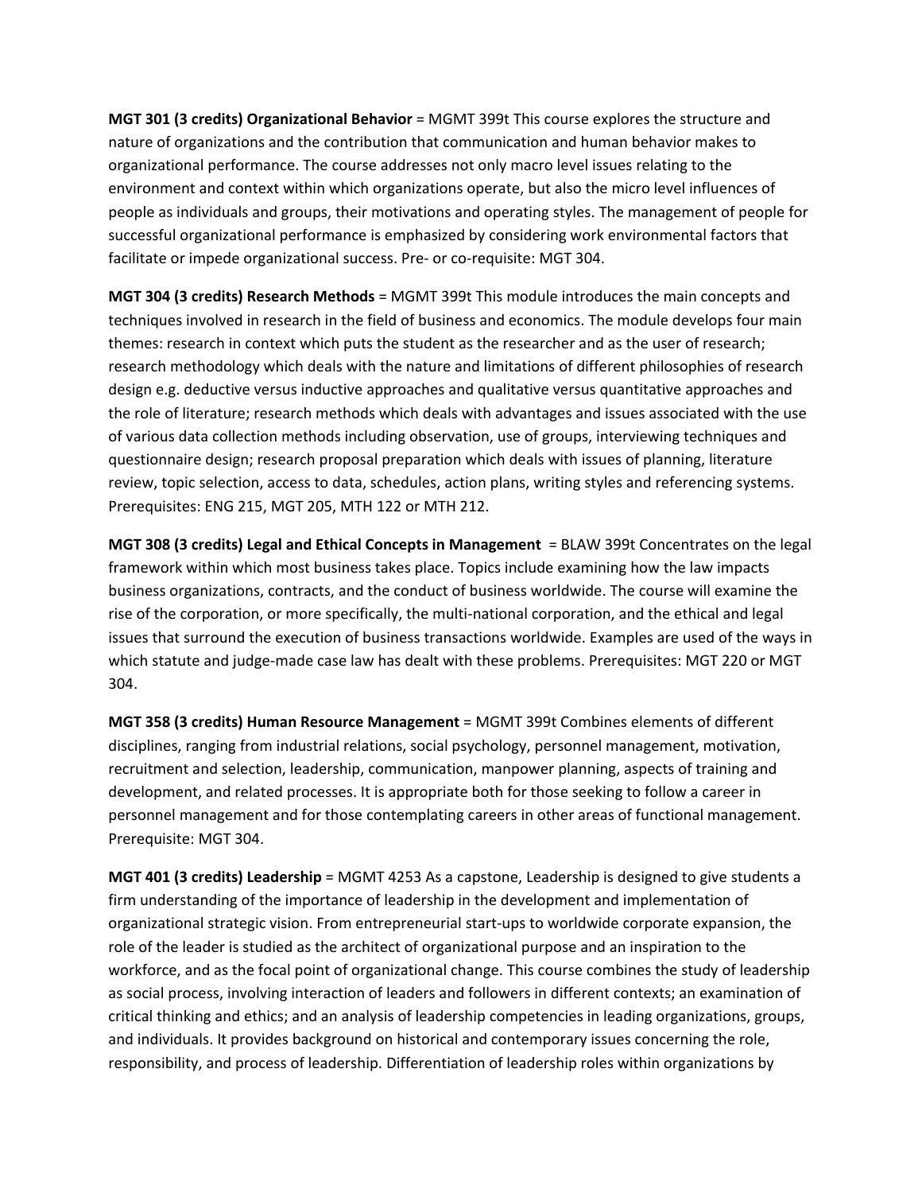**MGT 301 (3 credits) Organizational Behavior** = MGMT 399t This course explores the structure and nature of organizations and the contribution that communication and human behavior makes to organizational performance. The course addresses not only macro level issues relating to the environment and context within which organizations operate, but also the micro level influences of people as individuals and groups, their motivations and operating styles. The management of people for successful organizational performance is emphasized by considering work environmental factors that facilitate or impede organizational success. Pre- or co-requisite: MGT 304.

**MGT 304 (3 credits) Research Methods** = MGMT 399t This module introduces the main concepts and techniques involved in research in the field of business and economics. The module develops four main themes: research in context which puts the student as the researcher and as the user of research; research methodology which deals with the nature and limitations of different philosophies of research design e.g. deductive versus inductive approaches and qualitative versus quantitative approaches and the role of literature; research methods which deals with advantages and issues associated with the use of various data collection methods including observation, use of groups, interviewing techniques and questionnaire design; research proposal preparation which deals with issues of planning, literature review, topic selection, access to data, schedules, action plans, writing styles and referencing systems. Prerequisites: ENG 215, MGT 205, MTH 122 or MTH 212.

**MGT 308 (3 credits) Legal and Ethical Concepts in Management** = BLAW 399t Concentrates on the legal framework within which most business takes place. Topics include examining how the law impacts business organizations, contracts, and the conduct of business worldwide. The course will examine the rise of the corporation, or more specifically, the multi-national corporation, and the ethical and legal issues that surround the execution of business transactions worldwide. Examples are used of the ways in which statute and judge-made case law has dealt with these problems. Prerequisites: MGT 220 or MGT 304.

**MGT 358 (3 credits) Human Resource Management** = MGMT 399t Combines elements of different disciplines, ranging from industrial relations, social psychology, personnel management, motivation, recruitment and selection, leadership, communication, manpower planning, aspects of training and development, and related processes. It is appropriate both for those seeking to follow a career in personnel management and for those contemplating careers in other areas of functional management. Prerequisite: MGT 304.

**MGT 401 (3 credits) Leadership** = MGMT 4253 As a capstone, Leadership is designed to give students a firm understanding of the importance of leadership in the development and implementation of organizational strategic vision. From entrepreneurial start-ups to worldwide corporate expansion, the role of the leader is studied as the architect of organizational purpose and an inspiration to the workforce, and as the focal point of organizational change. This course combines the study of leadership as social process, involving interaction of leaders and followers in different contexts; an examination of critical thinking and ethics; and an analysis of leadership competencies in leading organizations, groups, and individuals. It provides background on historical and contemporary issues concerning the role, responsibility, and process of leadership. Differentiation of leadership roles within organizations by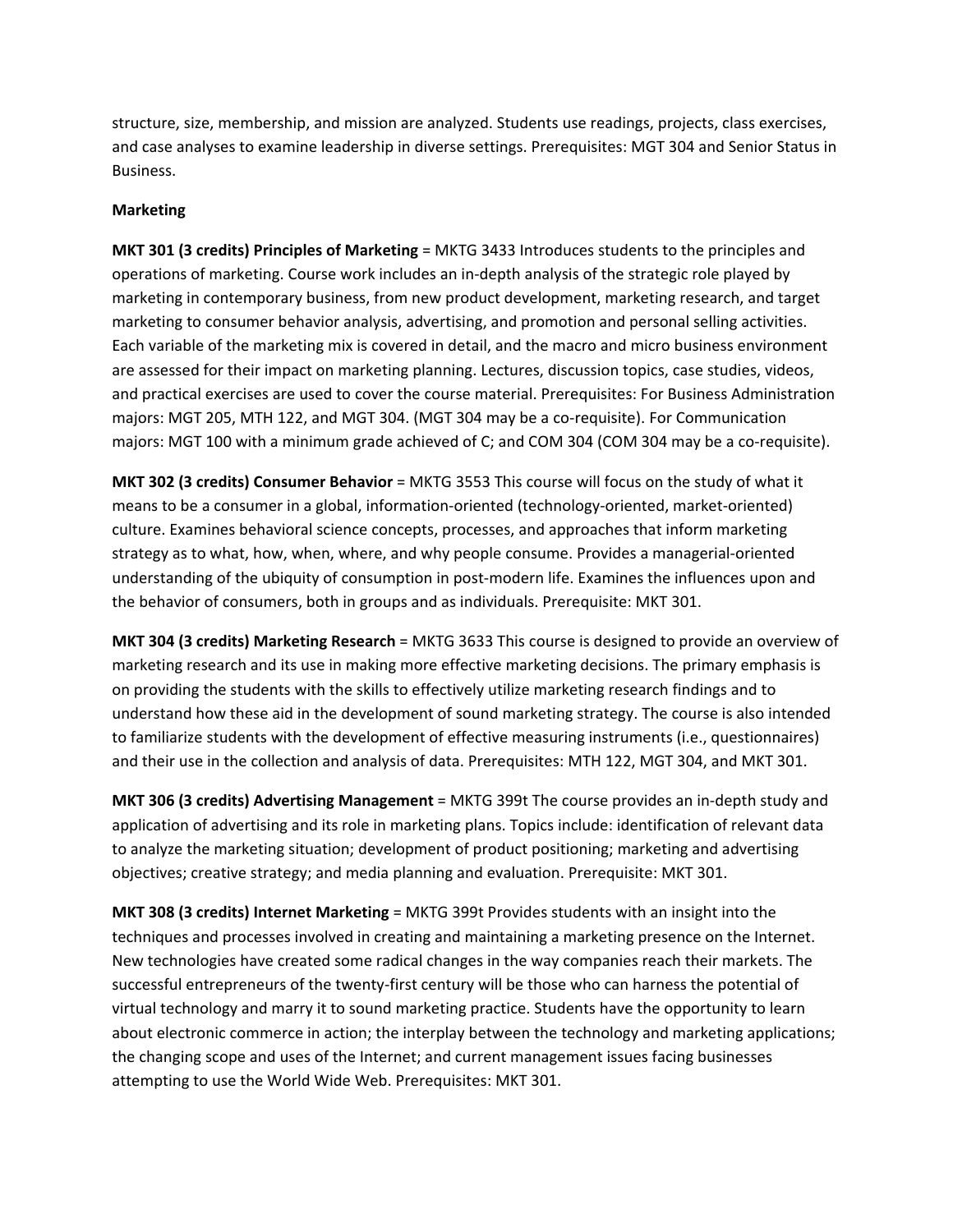structure, size, membership, and mission are analyzed. Students use readings, projects, class exercises, and case analyses to examine leadership in diverse settings. Prerequisites: MGT 304 and Senior Status in Business.

**Marketing**

**MKT 301 (3 credits) Principles of Marketing** = MKTG 3433 Introduces students to the principles and operations of marketing. Course work includes an in-depth analysis of the strategic role played by marketing in contemporary business, from new product development, marketing research, and target marketing to consumer behavior analysis, advertising, and promotion and personal selling activities. Each variable of the marketing mix is covered in detail, and the macro and micro business environment are assessed for their impact on marketing planning. Lectures, discussion topics, case studies, videos, and practical exercises are used to cover the course material. Prerequisites: For Business Administration majors: MGT 205, MTH 122, and MGT 304. (MGT 304 may be a co-requisite). For Communication majors: MGT 100 with a minimum grade achieved of C; and COM 304 (COM 304 may be a co-requisite).

**MKT 302 (3 credits) Consumer Behavior** = MKTG 3553 This course will focus on the study of what it means to be a consumer in a global, information-oriented (technology-oriented, market-oriented) culture. Examines behavioral science concepts, processes, and approaches that inform marketing strategy as to what, how, when, where, and why people consume. Provides a managerial-oriented understanding of the ubiquity of consumption in post-modern life. Examines the influences upon and the behavior of consumers, both in groups and as individuals. Prerequisite: MKT 301.

**MKT 304 (3 credits) Marketing Research** = MKTG 3633 This course is designed to provide an overview of marketing research and its use in making more effective marketing decisions. The primary emphasis is on providing the students with the skills to effectively utilize marketing research findings and to understand how these aid in the development of sound marketing strategy. The course is also intended to familiarize students with the development of effective measuring instruments (i.e., questionnaires) and their use in the collection and analysis of data. Prerequisites: MTH 122, MGT 304, and MKT 301.

**MKT 306 (3 credits) Advertising Management** = MKTG 399t The course provides an in-depth study and application of advertising and its role in marketing plans. Topics include: identification of relevant data to analyze the marketing situation; development of product positioning; marketing and advertising objectives; creative strategy; and media planning and evaluation. Prerequisite: MKT 301.

**MKT 308 (3 credits) Internet Marketing** = MKTG 399t Provides students with an insight into the techniques and processes involved in creating and maintaining a marketing presence on the Internet. New technologies have created some radical changes in the way companies reach their markets. The successful entrepreneurs of the twenty-first century will be those who can harness the potential of virtual technology and marry it to sound marketing practice. Students have the opportunity to learn about electronic commerce in action; the interplay between the technology and marketing applications; the changing scope and uses of the Internet; and current management issues facing businesses attempting to use the World Wide Web. Prerequisites: MKT 301.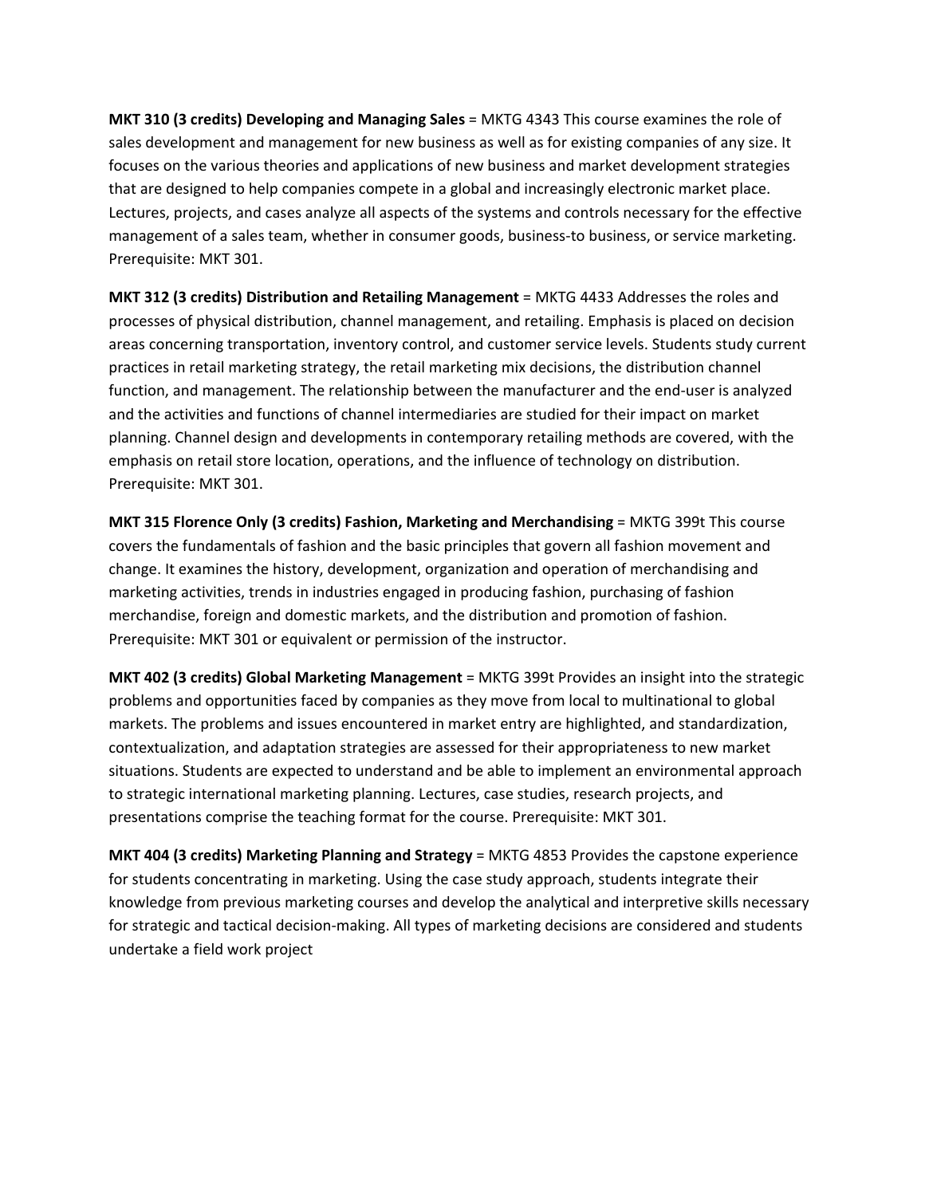**MKT 310 (3 credits) Developing and Managing Sales** = MKTG 4343 This course examines the role of sales development and management for new business as well as for existing companies of any size. It focuses on the various theories and applications of new business and market development strategies that are designed to help companies compete in a global and increasingly electronic market place. Lectures, projects, and cases analyze all aspects of the systems and controls necessary for the effective management of a sales team, whether in consumer goods, business-to business, or service marketing. Prerequisite: MKT 301.

**MKT 312 (3 credits) Distribution and Retailing Management** = MKTG 4433 Addresses the roles and processes of physical distribution, channel management, and retailing. Emphasis is placed on decision areas concerning transportation, inventory control, and customer service levels. Students study current practices in retail marketing strategy, the retail marketing mix decisions, the distribution channel function, and management. The relationship between the manufacturer and the end-user is analyzed and the activities and functions of channel intermediaries are studied for their impact on market planning. Channel design and developments in contemporary retailing methods are covered, with the emphasis on retail store location, operations, and the influence of technology on distribution. Prerequisite: MKT 301.

**MKT 315 Florence Only (3 credits) Fashion, Marketing and Merchandising** = MKTG 399t This course covers the fundamentals of fashion and the basic principles that govern all fashion movement and change. It examines the history, development, organization and operation of merchandising and marketing activities, trends in industries engaged in producing fashion, purchasing of fashion merchandise, foreign and domestic markets, and the distribution and promotion of fashion. Prerequisite: MKT 301 or equivalent or permission of the instructor.

**MKT 402 (3 credits) Global Marketing Management** = MKTG 399t Provides an insight into the strategic problems and opportunities faced by companies as they move from local to multinational to global markets. The problems and issues encountered in market entry are highlighted, and standardization, contextualization, and adaptation strategies are assessed for their appropriateness to new market situations. Students are expected to understand and be able to implement an environmental approach to strategic international marketing planning. Lectures, case studies, research projects, and presentations comprise the teaching format for the course. Prerequisite: MKT 301.

**MKT 404 (3 credits) Marketing Planning and Strategy** = MKTG 4853 Provides the capstone experience for students concentrating in marketing. Using the case study approach, students integrate their knowledge from previous marketing courses and develop the analytical and interpretive skills necessary for strategic and tactical decision-making. All types of marketing decisions are considered and students undertake a field work project